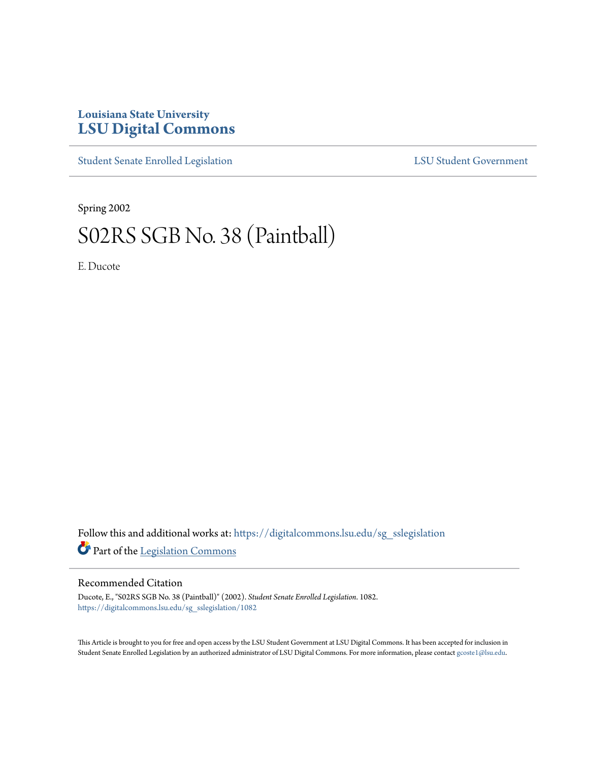Louisiana State University

# LSU Digital Commons

Student Senate Enrolled Legislation | LSU Student Government

Spring 2002

# S02RS SGB No. 38 (Paintball)

E. Ducote

Follow this and additional works at: https://digitalcommons.lsu.edu/sg_sslegislation

Part of the Legislation Commons

## Recommended Citation

Ducote, E., "S02RS SGB No. 38 (Paintball)" (2002). *Student Senate Enrolled Legislation*. 1082.
https://digitalcommons.lsu.edu/sg_sslegislation/1082

This Article is brought to you for free and open access by the LSU Student Government at LSU Digital Commons. It has been accepted for inclusion in Student Senate Enrolled Legislation by an authorized administrator of LSU Digital Commons. For more information, please contact gcoste1@lsu.edu.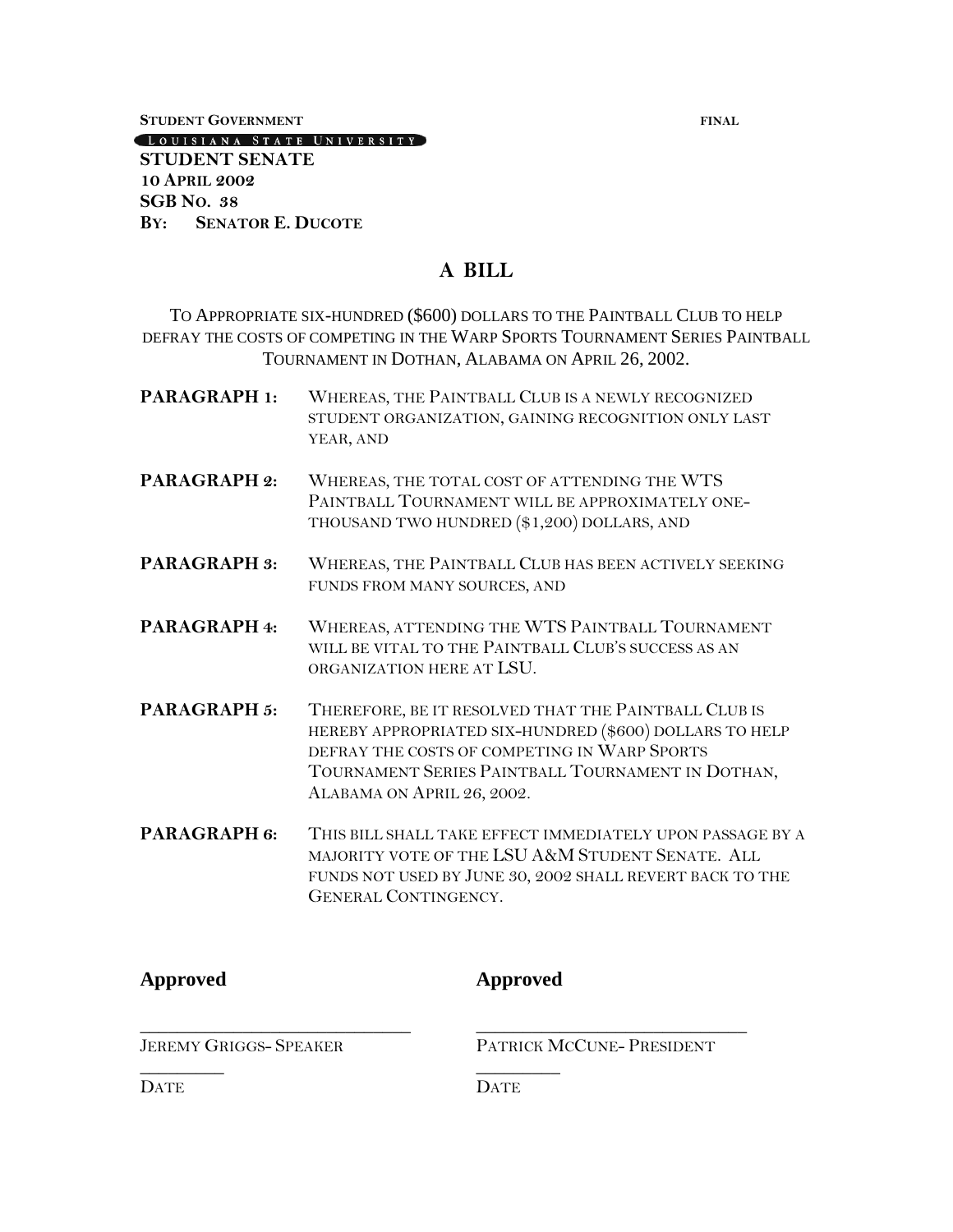**STUDENT GOVERNMENT** **FINAL**

LOUISIANA STATE UNIVERSITY

**STUDENT SENATE**
**10 APRIL 2002**
**SGB NO. 38**
**BY: SENATOR E. DUCOTE**

# A BILL

TO APPROPRIATE SIX-HUNDRED ($600) DOLLARS TO THE PAINTBALL CLUB TO HELP DEFRAY THE COSTS OF COMPETING IN THE WARP SPORTS TOURNAMENT SERIES PAINTBALL TOURNAMENT IN DOTHAN, ALABAMA ON APRIL 26, 2002.

**PARAGRAPH 1:** WHEREAS, THE PAINTBALL CLUB IS A NEWLY RECOGNIZED STUDENT ORGANIZATION, GAINING RECOGNITION ONLY LAST YEAR, AND

**PARAGRAPH 2:** WHEREAS, THE TOTAL COST OF ATTENDING THE WTS PAINTBALL TOURNAMENT WILL BE APPROXIMATELY ONE-THOUSAND TWO HUNDRED ($1,200) DOLLARS, AND

**PARAGRAPH 3:** WHEREAS, THE PAINTBALL CLUB HAS BEEN ACTIVELY SEEKING FUNDS FROM MANY SOURCES, AND

**PARAGRAPH 4:** WHEREAS, ATTENDING THE WTS PAINTBALL TOURNAMENT WILL BE VITAL TO THE PAINTBALL CLUB'S SUCCESS AS AN ORGANIZATION HERE AT LSU.

**PARAGRAPH 5:** THEREFORE, BE IT RESOLVED THAT THE PAINTBALL CLUB IS HEREBY APPROPRIATED SIX-HUNDRED ($600) DOLLARS TO HELP DEFRAY THE COSTS OF COMPETING IN WARP SPORTS TOURNAMENT SERIES PAINTBALL TOURNAMENT IN DOTHAN, ALABAMA ON APRIL 26, 2002.

**PARAGRAPH 6:** THIS BILL SHALL TAKE EFFECT IMMEDIATELY UPON PASSAGE BY A MAJORITY VOTE OF THE LSU A&M STUDENT SENATE. ALL FUNDS NOT USED BY JUNE 30, 2002 SHALL REVERT BACK TO THE GENERAL CONTINGENCY.

**Approved**

\_\_\_\_\_\_\_\_\_\_\_\_\_\_\_\_\_\_\_\_\_\_\_\_\_\_\_\_
JEREMY GRIGGS- SPEAKER

\_\_\_\_\_\_\_\_\_
DATE

**Approved**

\_\_\_\_\_\_\_\_\_\_\_\_\_\_\_\_\_\_\_\_\_\_\_\_\_\_\_\_
PATRICK MCCUNE- PRESIDENT

\_\_\_\_\_\_\_\_\_
DATE